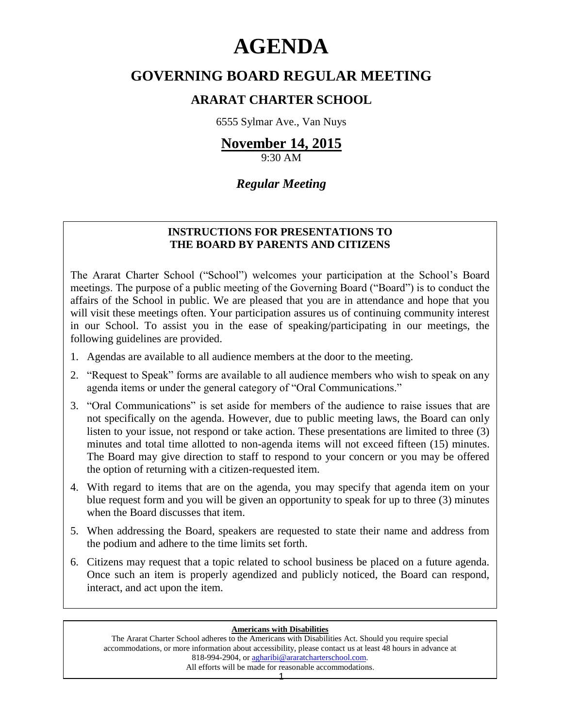# AGENDA

## GOVERNING BOARD REGULAR MEETING

### ARARAT CHARTER SCHOOL

6555 Sylmar Ave., Van Nuys

**November 14, 2015**

9:30 AM

***Regular Meeting***

**INSTRUCTIONS FOR PRESENTATIONS TO THE BOARD BY PARENTS AND CITIZENS**

The Ararat Charter School ("School") welcomes your participation at the School's Board meetings. The purpose of a public meeting of the Governing Board ("Board") is to conduct the affairs of the School in public. We are pleased that you are in attendance and hope that you will visit these meetings often. Your participation assures us of continuing community interest in our School. To assist you in the ease of speaking/participating in our meetings, the following guidelines are provided.

1. Agendas are available to all audience members at the door to the meeting.
2. "Request to Speak" forms are available to all audience members who wish to speak on any agenda items or under the general category of "Oral Communications."
3. "Oral Communications" is set aside for members of the audience to raise issues that are not specifically on the agenda. However, due to public meeting laws, the Board can only listen to your issue, not respond or take action. These presentations are limited to three (3) minutes and total time allotted to non-agenda items will not exceed fifteen (15) minutes. The Board may give direction to staff to respond to your concern or you may be offered the option of returning with a citizen-requested item.
4. With regard to items that are on the agenda, you may specify that agenda item on your blue request form and you will be given an opportunity to speak for up to three (3) minutes when the Board discusses that item.
5. When addressing the Board, speakers are requested to state their name and address from the podium and adhere to the time limits set forth.
6. Citizens may request that a topic related to school business be placed on a future agenda. Once such an item is properly agendized and publicly noticed, the Board can respond, interact, and act upon the item.

**Americans with Disabilities**

The Ararat Charter School adheres to the Americans with Disabilities Act. Should you require special accommodations, or more information about accessibility, please contact us at least 48 hours in advance at 818-994-2904, or agharibi@araratcharterschool.com.
All efforts will be made for reasonable accommodations.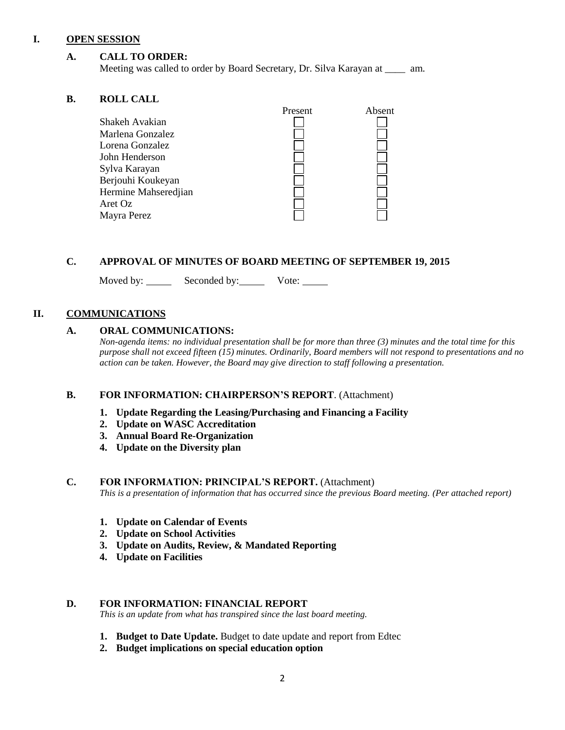## I. OPEN SESSION

### A. CALL TO ORDER:

Meeting was called to order by Board Secretary, Dr. Silva Karayan at ____ am.

### B. ROLL CALL

| | Present | Absent |
|---|---|---|
| Shakeh Avakian | ☐ | ☐ |
| Marlena Gonzalez | ☐ | ☐ |
| Lorena Gonzalez | ☐ | ☐ |
| John Henderson | ☐ | ☐ |
| Sylva Karayan | ☐ | ☐ |
| Berjouhi Koukeyan | ☐ | ☐ |
| Hermine Mahseredjian | ☐ | ☐ |
| Aret Oz | ☐ | ☐ |
| Mayra Perez | ☐ | ☐ |

### C. APPROVAL OF MINUTES OF BOARD MEETING OF SEPTEMBER 19, 2015

Moved by: _____ Seconded by: _____ Vote: _____

## II. COMMUNICATIONS

### A. ORAL COMMUNICATIONS:

*Non-agenda items: no individual presentation shall be for more than three (3) minutes and the total time for this purpose shall not exceed fifteen (15) minutes. Ordinarily, Board members will not respond to presentations and no action can be taken. However, the Board may give direction to staff following a presentation.*

### B. FOR INFORMATION: CHAIRPERSON'S REPORT. (Attachment)

1. **Update Regarding the Leasing/Purchasing and Financing a Facility**
2. **Update on WASC Accreditation**
3. **Annual Board Re-Organization**
4. **Update on the Diversity plan**

### C. FOR INFORMATION: PRINCIPAL'S REPORT. (Attachment)

*This is a presentation of information that has occurred since the previous Board meeting. (Per attached report)*

1. **Update on Calendar of Events**
2. **Update on School Activities**
3. **Update on Audits, Review, & Mandated Reporting**
4. **Update on Facilities**

### D. FOR INFORMATION: FINANCIAL REPORT

*This is an update from what has transpired since the last board meeting.*

1. **Budget to Date Update.** Budget to date update and report from Edtec
2. **Budget implications on special education option**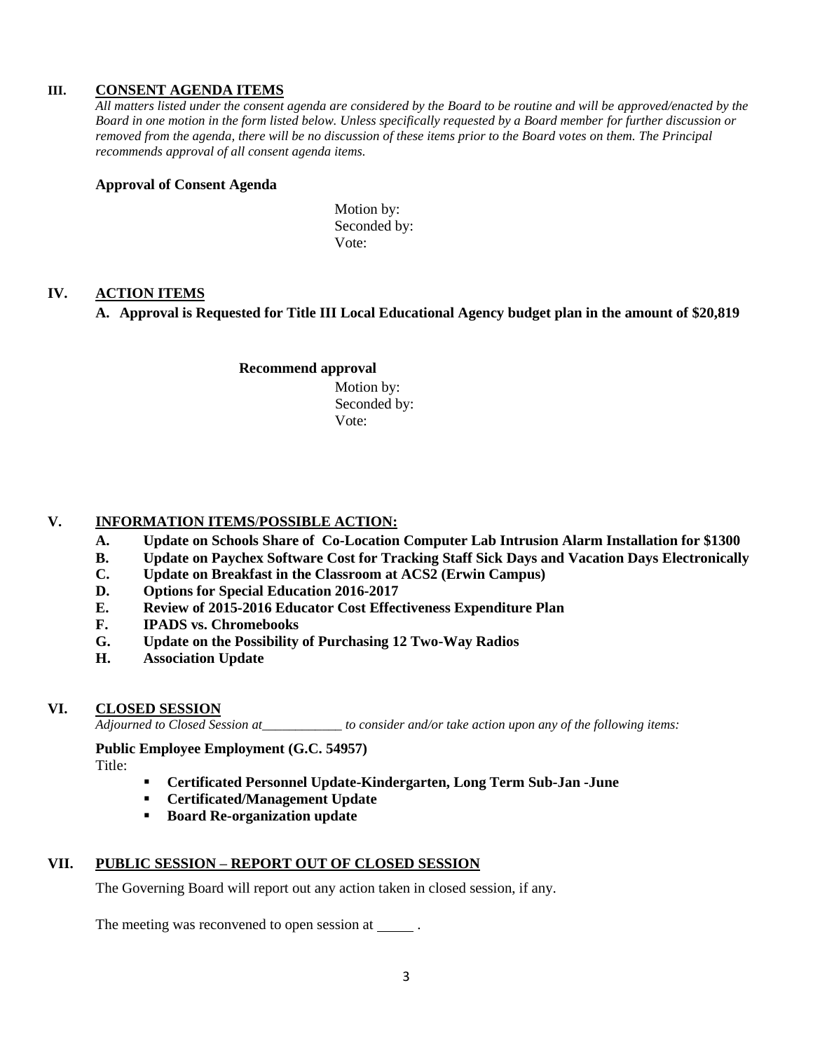## III. CONSENT AGENDA ITEMS

*All matters listed under the consent agenda are considered by the Board to be routine and will be approved/enacted by the Board in one motion in the form listed below. Unless specifically requested by a Board member for further discussion or removed from the agenda, there will be no discussion of these items prior to the Board votes on them. The Principal recommends approval of all consent agenda items.*

**Approval of Consent Agenda**

Motion by:
Seconded by:
Vote:

## IV. ACTION ITEMS

**A. Approval is Requested for Title III Local Educational Agency budget plan in the amount of $20,819**

**Recommend approval**

Motion by:
Seconded by:
Vote:

## V. INFORMATION ITEMS/POSSIBLE ACTION:

- **A. Update on Schools Share of Co-Location Computer Lab Intrusion Alarm Installation for $1300**
- **B. Update on Paychex Software Cost for Tracking Staff Sick Days and Vacation Days Electronically**
- **C. Update on Breakfast in the Classroom at ACS2 (Erwin Campus)**
- **D. Options for Special Education 2016-2017**
- **E. Review of 2015-2016 Educator Cost Effectiveness Expenditure Plan**
- **F. IPADS vs. Chromebooks**
- **G. Update on the Possibility of Purchasing 12 Two-Way Radios**
- **H. Association Update**

## VI. CLOSED SESSION

*Adjourned to Closed Session at\_\_\_\_\_\_\_\_\_\_\_\_ to consider and/or take action upon any of the following items:*

**Public Employee Employment (G.C. 54957)**

Title:

- **Certificated Personnel Update-Kindergarten, Long Term Sub-Jan -June**
- **Certificated/Management Update**
- **Board Re-organization update**

## VII. PUBLIC SESSION – REPORT OUT OF CLOSED SESSION

The Governing Board will report out any action taken in closed session, if any.

The meeting was reconvened to open session at \_\_\_\_\_ .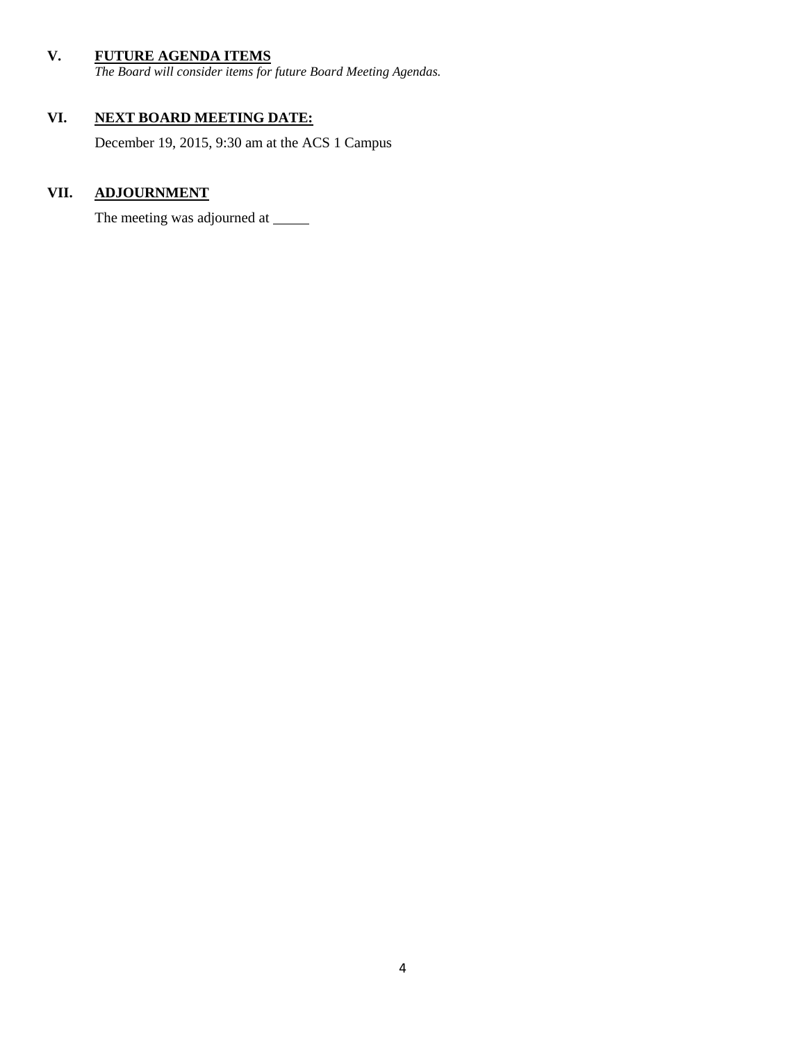## V. <u>FUTURE AGENDA ITEMS</u>

*The Board will consider items for future Board Meeting Agendas.*

## VI. <u>NEXT BOARD MEETING DATE:</u>

December 19, 2015, 9:30 am at the ACS 1 Campus

## VII. <u>ADJOURNMENT</u>

The meeting was adjourned at _____